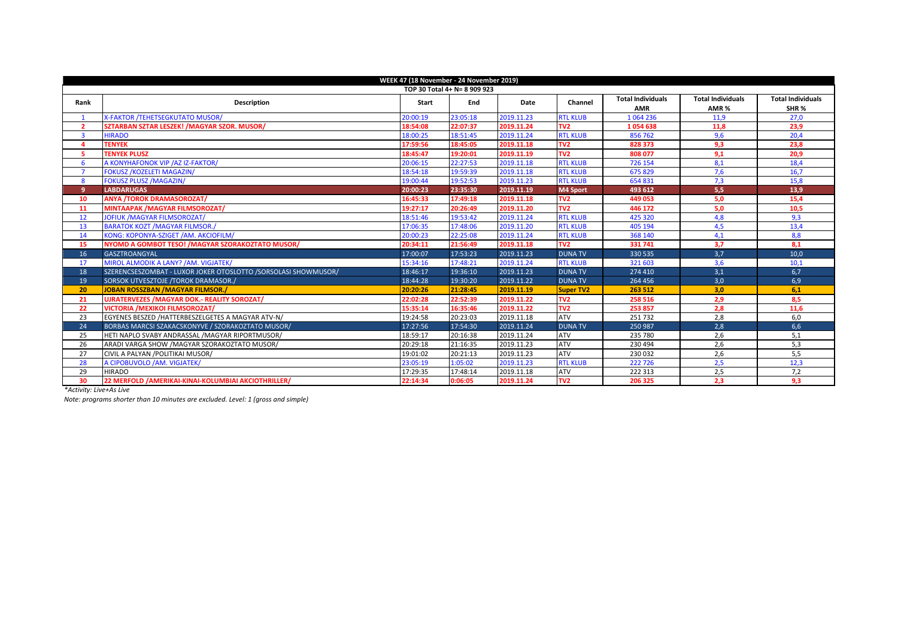| WEEK 47 (18 November - 24 November 2019) | | | | | | | | |
|---|---|---|---|---|---|---|---|---|
| TOP 30 Total 4+ N= 8 909 923 | | | | | | | | |
| **Rank** | **Description** | **Start** | **End** | **Date** | **Channel** | **Total Individuals AMR** | **Total Individuals AMR %** | **Total Individuals SHR %** |
| 1 | X-FAKTOR /TEHETSEGKUTATO MUSOR/ | 20:00:19 | 23:05:18 | 2019.11.23 | RTL KLUB | 1 064 236 | 11,9 | 27,0 |
| **2** | **SZTARBAN SZTAR LESZEK! /MAGYAR SZOR. MUSOR/** | **18:54:08** | **22:07:37** | **2019.11.24** | **TV2** | **1 054 638** | **11,8** | **23,9** |
| 3 | HIRADO | 18:00:25 | 18:51:45 | 2019.11.24 | RTL KLUB | 856 762 | 9,6 | 20,4 |
| **4** | **TENYEK** | **17:59:56** | **18:45:05** | **2019.11.18** | **TV2** | **828 373** | **9,3** | **23,8** |
| **5** | **TENYEK PLUSZ** | **18:45:47** | **19:20:01** | **2019.11.19** | **TV2** | **808 077** | **9,1** | **20,9** |
| 6 | A KONYHAFONOK VIP /AZ IZ-FAKTOR/ | 20:06:15 | 22:27:53 | 2019.11.18 | RTL KLUB | 726 154 | 8,1 | 18,4 |
| 7 | FOKUSZ /KOZELETI MAGAZIN/ | 18:54:18 | 19:59:39 | 2019.11.18 | RTL KLUB | 675 829 | 7,6 | 16,7 |
| 8 | FOKUSZ PLUSZ /MAGAZIN/ | 19:00:44 | 19:52:53 | 2019.11.23 | RTL KLUB | 654 831 | 7,3 | 15,8 |
| **9** | **LABDARUGAS** | **20:00:23** | **23:35:30** | **2019.11.19** | **M4 Sport** | **493 612** | **5,5** | **13,9** |
| **10** | **ANYA /TOROK DRAMASOROZAT/** | **16:45:33** | **17:49:18** | **2019.11.18** | **TV2** | **449 053** | **5,0** | **15,4** |
| **11** | **MINTAAPAK /MAGYAR FILMSOROZAT/** | **19:27:17** | **20:26:49** | **2019.11.20** | **TV2** | **446 172** | **5,0** | **10,5** |
| 12 | JOFIUK /MAGYAR FILMSOROZAT/ | 18:51:46 | 19:53:42 | 2019.11.24 | RTL KLUB | 425 320 | 4,8 | 9,3 |
| 13 | BARATOK KOZT /MAGYAR FILMSOR./ | 17:06:35 | 17:48:06 | 2019.11.20 | RTL KLUB | 405 194 | 4,5 | 13,4 |
| 14 | KONG: KOPONYA-SZIGET /AM. AKCIOFILM/ | 20:00:23 | 22:25:08 | 2019.11.24 | RTL KLUB | 368 140 | 4,1 | 8,8 |
| **15** | **NYOMD A GOMBOT TESO! /MAGYAR SZORAKOZTATO MUSOR/** | **20:34:11** | **21:56:49** | **2019.11.18** | **TV2** | **331 741** | **3,7** | **8,1** |
| 16 | GASZTROANGYAL | 17:00:07 | 17:53:23 | 2019.11.23 | DUNA TV | 330 535 | 3,7 | 10,0 |
| 17 | MIROL ALMODIK A LANY? /AM. VIGJATEK/ | 15:34:16 | 17:48:21 | 2019.11.24 | RTL KLUB | 321 603 | 3,6 | 10,1 |
| 18 | SZERENCSESZOMBAT - LUXOR JOKER OTOSLOTTO /SORSOLASI SHOWMUSOR/ | 18:46:17 | 19:36:10 | 2019.11.23 | DUNA TV | 274 410 | 3,1 | 6,7 |
| 19 | SORSOK UTVESZTOJE /TOROK DRAMASOR./ | 18:44:28 | 19:30:20 | 2019.11.22 | DUNA TV | 264 456 | 3,0 | 6,9 |
| **20** | **JOBAN ROSSZBAN /MAGYAR FILMSOR./** | **20:20:26** | **21:28:45** | **2019.11.19** | **Super TV2** | **263 512** | **3,0** | **6,1** |
| **21** | **UJRATERVEZES /MAGYAR DOK.- REALITY SOROZAT/** | **22:02:28** | **22:52:39** | **2019.11.22** | **TV2** | **258 516** | **2,9** | **8,5** |
| **22** | **VICTORIA /MEXIKOI FILMSOROZAT/** | **15:35:14** | **16:35:46** | **2019.11.22** | **TV2** | **253 857** | **2,8** | **11,6** |
| 23 | EGYENES BESZED /HATTERBESZELGETES A MAGYAR ATV-N/ | 19:24:58 | 20:23:03 | 2019.11.18 | ATV | 251 732 | 2,8 | 6,0 |
| 24 | BORBAS MARCSI SZAKACSKONYVE / SZORAKOZTATO MUSOR/ | 17:27:56 | 17:54:30 | 2019.11.24 | DUNA TV | 250 987 | 2,8 | 6,6 |
| 25 | HETI NAPLO SVABY ANDRASSAL /MAGYAR RIPORTMUSOR/ | 18:59:17 | 20:16:38 | 2019.11.24 | ATV | 235 780 | 2,6 | 5,1 |
| 26 | ARADI VARGA SHOW /MAGYAR SZORAKOZTATO MUSOR/ | 20:29:18 | 21:16:35 | 2019.11.23 | ATV | 230 494 | 2,6 | 5,3 |
| 27 | CIVIL A PALYAN /POLITIKAI MUSOR/ | 19:01:02 | 20:21:13 | 2019.11.24 | ATV | 230 032 | 2,6 | 5,5 |
| 28 | A CIPOBUVOLO /AM. VIGJATEK/ | 23:05:19 | 1:05:02 | 2019.11.23 | RTL KLUB | 222 726 | 2,5 | 12,3 |
| 29 | HIRADO | 17:29:35 | 17:48:14 | 2019.11.18 | ATV | 222 313 | 2,5 | 7,2 |
| **30** | **22 MERFOLD /AMERIKAI-KINAI-KOLUMBIAI AKCIOTHRILLER/** | **22:14:34** | **0:06:05** | **2019.11.24** | **TV2** | **206 325** | **2,3** | **9,3** |

*\*Activity: Live+As Live*

*Note: programs shorter than 10 minutes are excluded. Level: 1 (gross and simple)*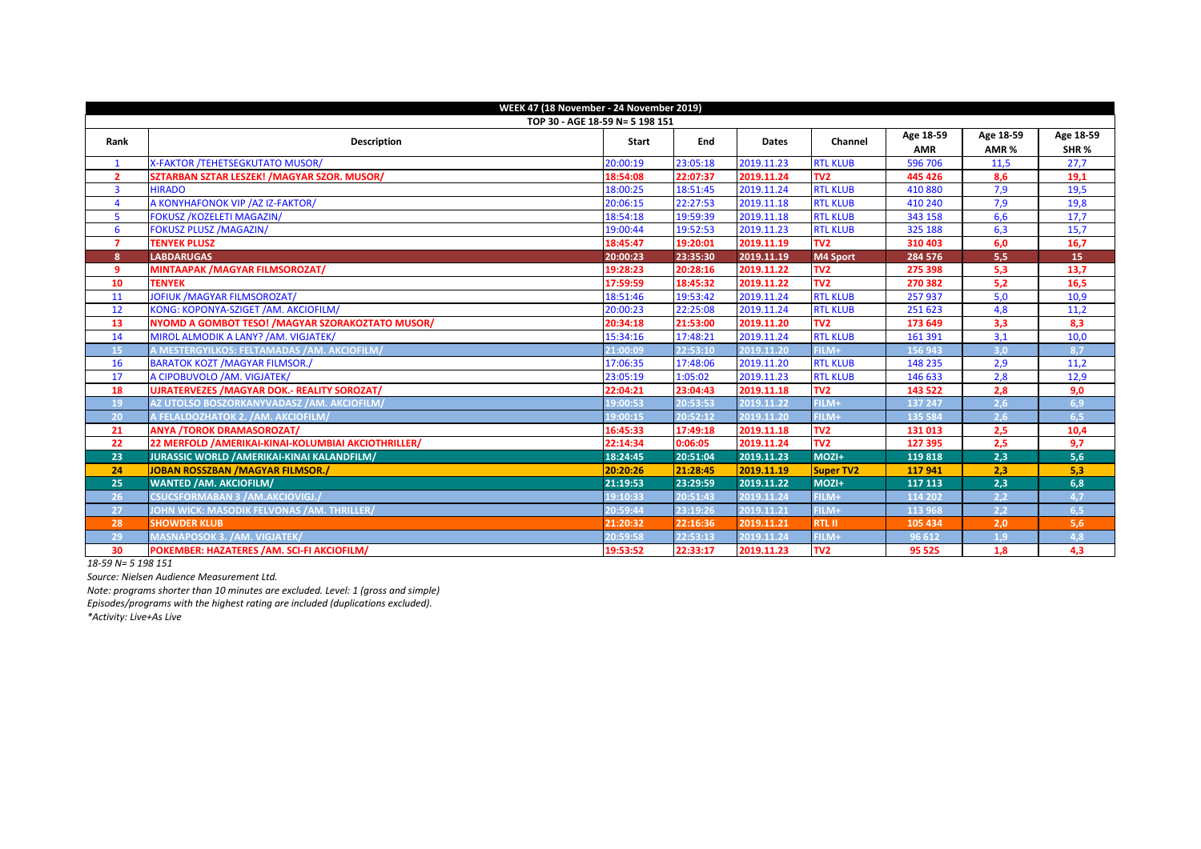| WEEK 47 (18 November - 24 November 2019) | | | | | | | | |
|---|---|---|---|---|---|---|---|---|
| TOP 30 - AGE 18-59 N= 5 198 151 | | | | | | | | |
| Rank | Description | Start | End | Dates | Channel | Age 18-59 AMR | Age 18-59 AMR % | Age 18-59 SHR % |
| 1 | X-FAKTOR /TEHETSEGKUTATO MUSOR/ | 20:00:19 | 23:05:18 | 2019.11.23 | RTL KLUB | 596 706 | 11,5 | 27,7 |
| 2 | SZTARBAN SZTAR LESZEK! /MAGYAR SZOR. MUSOR/ | 18:54:08 | 22:07:37 | 2019.11.24 | TV2 | 445 426 | 8,6 | 19,1 |
| 3 | HIRADO | 18:00:25 | 18:51:45 | 2019.11.24 | RTL KLUB | 410 880 | 7,9 | 19,5 |
| 4 | A KONYHAFONOK VIP /AZ IZ-FAKTOR/ | 20:06:15 | 22:27:53 | 2019.11.18 | RTL KLUB | 410 240 | 7,9 | 19,8 |
| 5 | FOKUSZ /KOZELETI MAGAZIN/ | 18:54:18 | 19:59:39 | 2019.11.18 | RTL KLUB | 343 158 | 6,6 | 17,7 |
| 6 | FOKUSZ PLUSZ /MAGAZIN/ | 19:00:44 | 19:52:53 | 2019.11.23 | RTL KLUB | 325 188 | 6,3 | 15,7 |
| 7 | TENYEK PLUSZ | 18:45:47 | 19:20:01 | 2019.11.19 | TV2 | 310 403 | 6,0 | 16,7 |
| 8 | LABDARUGAS | 20:00:23 | 23:35:30 | 2019.11.19 | M4 Sport | 284 576 | 5,5 | 15 |
| 9 | MINTAAPAK /MAGYAR FILMSOROZAT/ | 19:28:23 | 20:28:16 | 2019.11.22 | TV2 | 275 398 | 5,3 | 13,7 |
| 10 | TENYEK | 17:59:59 | 18:45:32 | 2019.11.22 | TV2 | 270 382 | 5,2 | 16,5 |
| 11 | JOFIUK /MAGYAR FILMSOROZAT/ | 18:51:46 | 19:53:42 | 2019.11.24 | RTL KLUB | 257 937 | 5,0 | 10,9 |
| 12 | KONG: KOPONYA-SZIGET /AM. AKCIOFILM/ | 20:00:23 | 22:25:08 | 2019.11.24 | RTL KLUB | 251 623 | 4,8 | 11,2 |
| 13 | NYOMD A GOMBOT TESO! /MAGYAR SZORAKOZTATO MUSOR/ | 20:34:18 | 21:53:00 | 2019.11.20 | TV2 | 173 649 | 3,3 | 8,3 |
| 14 | MIROL ALMODIK A LANY? /AM. VIGJATEK/ | 15:34:16 | 17:48:21 | 2019.11.24 | RTL KLUB | 161 391 | 3,1 | 10,0 |
| 15 | A MESTERGYILKOS: FELTAMADAS /AM. AKCIOFILM/ | 21:00:09 | 22:53:10 | 2019.11.20 | FILM+ | 156 943 | 3,0 | 8,7 |
| 16 | BARATOK KOZT /MAGYAR FILMSOR./ | 17:06:35 | 17:48:06 | 2019.11.20 | RTL KLUB | 148 235 | 2,9 | 11,2 |
| 17 | A CIPOBUVOLO /AM. VIGJATEK/ | 23:05:19 | 1:05:02 | 2019.11.23 | RTL KLUB | 146 633 | 2,8 | 12,9 |
| 18 | UJRATERVEZES /MAGYAR DOK.- REALITY SOROZAT/ | 22:04:21 | 23:04:43 | 2019.11.18 | TV2 | 143 522 | 2,8 | 9,0 |
| 19 | AZ UTOLSO BOSZORKANYVADASZ /AM. AKCIOFILM/ | 19:00:53 | 20:53:53 | 2019.11.22 | FILM+ | 137 247 | 2,6 | 6,9 |
| 20 | A FELALDOZHATOK 2. /AM. AKCIOFILM/ | 19:00:15 | 20:52:12 | 2019.11.20 | FILM+ | 135 584 | 2,6 | 6,5 |
| 21 | ANYA /TOROK DRAMASOROZAT/ | 16:45:33 | 17:49:18 | 2019.11.18 | TV2 | 131 013 | 2,5 | 10,4 |
| 22 | 22 MERFOLD /AMERIKAI-KINAI-KOLUMBIAI AKCIOTHRILLER/ | 22:14:34 | 0:06:05 | 2019.11.24 | TV2 | 127 395 | 2,5 | 9,7 |
| 23 | JURASSIC WORLD /AMERIKAI-KINAI KALANDFILM/ | 18:24:45 | 20:51:04 | 2019.11.23 | MOZI+ | 119 818 | 2,3 | 5,6 |
| 24 | JOBAN ROSSZBAN /MAGYAR FILMSOR./ | 20:20:26 | 21:28:45 | 2019.11.19 | Super TV2 | 117 941 | 2,3 | 5,3 |
| 25 | WANTED /AM. AKCIOFILM/ | 21:19:53 | 23:29:59 | 2019.11.22 | MOZI+ | 117 113 | 2,3 | 6,8 |
| 26 | CSUCSFORMABAN 3 /AM.AKCIOVIGJ./ | 19:10:33 | 20:51:43 | 2019.11.24 | FILM+ | 114 202 | 2,2 | 4,7 |
| 27 | JOHN WICK: MASODIK FELVONAS /AM. THRILLER/ | 20:59:44 | 23:19:26 | 2019.11.21 | FILM+ | 113 968 | 2,2 | 6,5 |
| 28 | SHOWDER KLUB | 21:20:32 | 22:16:36 | 2019.11.21 | RTL II | 105 434 | 2,0 | 5,6 |
| 29 | MASNAPOSOK 3. /AM. VIGJATEK/ | 20:59:58 | 22:53:13 | 2019.11.24 | FILM+ | 96 612 | 1,9 | 4,8 |
| 30 | POKEMBER: HAZATERES /AM. SCI-FI AKCIOFILM/ | 19:53:52 | 22:33:17 | 2019.11.23 | TV2 | 95 525 | 1,8 | 4,3 |

*18-59 N= 5 198 151*

*Source: Nielsen Audience Measurement Ltd.*

*Note: programs shorter than 10 minutes are excluded. Level: 1 (gross and simple)*

*Episodes/programs with the highest rating are included (duplications excluded).*

*Activity: Live+As Live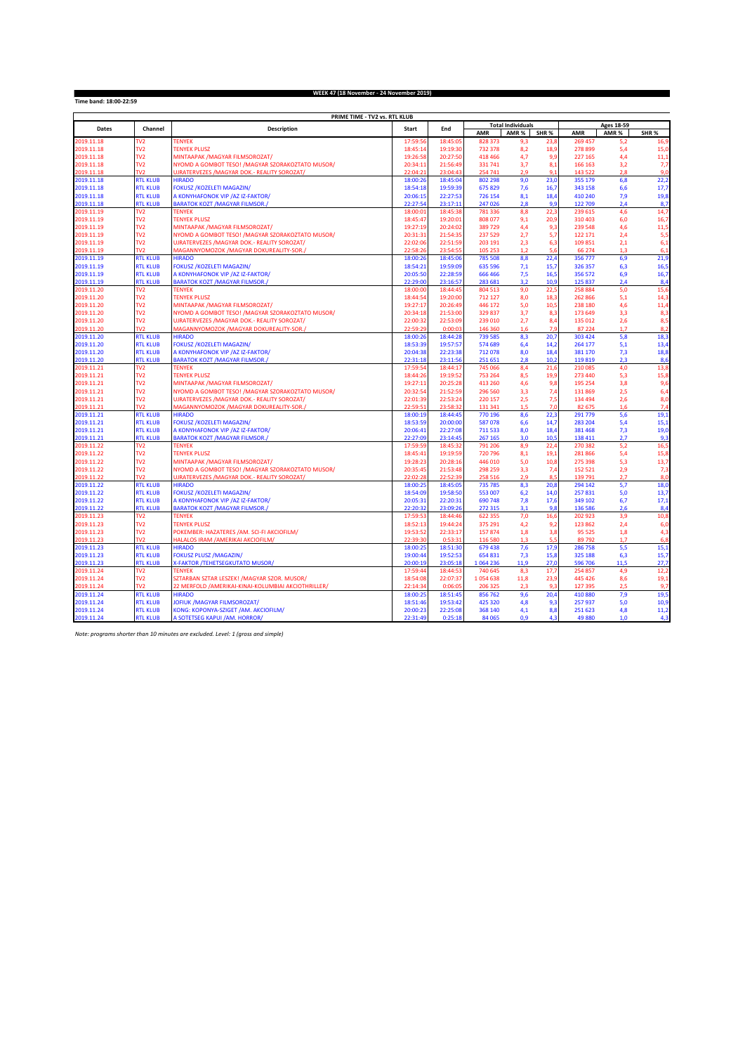**WEEK 47 (18 November - 24 November 2019)**

**Time band: 18:00-22:59**

| PRIME TIME - TV2 vs. RTL KLUB | | | | | | | | | | | |
|---|---|---|---|---|---|---|---|---|---|---|---|
| Dates | Channel | Description | Start | End | Total Individuals | | | Ages 18-59 | | | |
| | | | | | AMR | AMR % | SHR % | AMR | AMR % | SHR % | |
| 2019.11.18 | TV2 | TENYEK | 17:59:56 | 18:45:05 | 828 373 | 9,3 | 23,8 | 269 457 | 5,2 | 16,9 | |
| 2019.11.18 | TV2 | TENYEK PLUSZ | 18:45:14 | 19:19:30 | 732 378 | 8,2 | 18,9 | 278 899 | 5,4 | 15,0 | |
| 2019.11.18 | TV2 | MINTAAPAK /MAGYAR FILMSOROZAT/ | 19:26:58 | 20:27:50 | 418 466 | 4,7 | 9,9 | 227 165 | 4,4 | 11,1 | |
| 2019.11.18 | TV2 | NYOMD A GOMBOT TESO! /MAGYAR SZORAKOZTATO MUSOR/ | 20:34:11 | 21:56:49 | 331 741 | 3,7 | 8,1 | 166 163 | 3,2 | 7,7 | |
| 2019.11.18 | TV2 | UJRATERVEZES /MAGYAR DOK.- REALITY SOROZAT/ | 22:04:21 | 23:04:43 | 254 741 | 2,9 | 9,1 | 143 522 | 2,8 | 9,0 | |
| 2019.11.18 | RTL KLUB | HIRADO | 18:00:26 | 18:45:04 | 802 298 | 9,0 | 23,0 | 355 179 | 6,8 | 22,2 | |
| 2019.11.18 | RTL KLUB | FOKUSZ /KOZELETI MAGAZIN/ | 18:54:18 | 19:59:39 | 675 829 | 7,6 | 16,7 | 343 158 | 6,6 | 17,7 | |
| 2019.11.18 | RTL KLUB | A KONYHAFONOK VIP /AZ IZ-FAKTOR/ | 20:06:15 | 22:27:53 | 726 154 | 8,1 | 18,4 | 410 240 | 7,9 | 19,8 | |
| 2019.11.18 | RTL KLUB | BARATOK KOZT /MAGYAR FILMSOR./ | 22:27:54 | 23:17:11 | 247 026 | 2,8 | 9,9 | 122 709 | 2,4 | 8,7 | |
| 2019.11.19 | TV2 | TENYEK | 18:00:01 | 18:45:38 | 781 336 | 8,8 | 22,3 | 239 615 | 4,6 | 14,7 | |
| 2019.11.19 | TV2 | TENYEK PLUSZ | 18:45:47 | 19:20:01 | 808 077 | 9,1 | 20,9 | 310 403 | 6,0 | 16,7 | |
| 2019.11.19 | TV2 | MINTAAPAK /MAGYAR FILMSOROZAT/ | 19:27:19 | 20:24:02 | 389 729 | 4,4 | 9,3 | 239 548 | 4,6 | 11,5 | |
| 2019.11.19 | TV2 | NYOMD A GOMBOT TESO! /MAGYAR SZORAKOZTATO MUSOR/ | 20:31:31 | 21:54:35 | 237 529 | 2,7 | 5,7 | 122 171 | 2,4 | 5,5 | |
| 2019.11.19 | TV2 | UJRATERVEZES /MAGYAR DOK.- REALITY SOROZAT/ | 22:02:06 | 22:51:59 | 203 191 | 2,3 | 6,3 | 109 851 | 2,1 | 6,1 | |
| 2019.11.19 | TV2 | MAGANNYOMOZOK /MAGYAR DOKUREALITY-SOR./ | 22:58:26 | 23:54:55 | 105 253 | 1,2 | 5,6 | 66 274 | 1,3 | 6,1 | |
| 2019.11.19 | RTL KLUB | HIRADO | 18:00:26 | 18:45:06 | 785 508 | 8,8 | 22,4 | 356 777 | 6,9 | 21,9 | |
| 2019.11.19 | RTL KLUB | FOKUSZ /KOZELETI MAGAZIN/ | 18:54:21 | 19:59:09 | 635 596 | 7,1 | 15,7 | 326 357 | 6,3 | 16,5 | |
| 2019.11.19 | RTL KLUB | A KONYHAFONOK VIP /AZ IZ-FAKTOR/ | 20:05:50 | 22:28:59 | 666 466 | 7,5 | 16,5 | 356 572 | 6,9 | 16,7 | |
| 2019.11.19 | RTL KLUB | BARATOK KOZT /MAGYAR FILMSOR./ | 22:29:00 | 23:16:57 | 283 681 | 3,2 | 10,9 | 125 837 | 2,4 | 8,4 | |
| 2019.11.20 | TV2 | TENYEK | 18:00:00 | 18:44:45 | 804 513 | 9,0 | 22,5 | 258 884 | 5,0 | 15,6 | |
| 2019.11.20 | TV2 | TENYEK PLUSZ | 18:44:54 | 19:20:00 | 712 127 | 8,0 | 18,3 | 262 866 | 5,1 | 14,3 | |
| 2019.11.20 | TV2 | MINTAAPAK /MAGYAR FILMSOROZAT/ | 19:27:17 | 20:26:49 | 446 172 | 5,0 | 10,5 | 238 180 | 4,6 | 11,4 | |
| 2019.11.20 | TV2 | NYOMD A GOMBOT TESO! /MAGYAR SZORAKOZTATO MUSOR/ | 20:34:18 | 21:53:00 | 329 837 | 3,7 | 8,3 | 173 649 | 3,3 | 8,3 | |
| 2019.11.20 | TV2 | UJRATERVEZES /MAGYAR DOK.- REALITY SOROZAT/ | 22:00:32 | 22:53:09 | 239 010 | 2,7 | 8,4 | 135 012 | 2,6 | 8,5 | |
| 2019.11.20 | TV2 | MAGANNYOMOZOK /MAGYAR DOKUREALITY-SOR./ | 22:59:29 | 0:00:03 | 146 360 | 1,6 | 7,9 | 87 224 | 1,7 | 8,2 | |
| 2019.11.20 | RTL KLUB | HIRADO | 18:00:26 | 18:44:28 | 739 585 | 8,3 | 20,7 | 303 424 | 5,8 | 18,3 | |
| 2019.11.20 | RTL KLUB | FOKUSZ /KOZELETI MAGAZIN/ | 18:53:39 | 19:57:57 | 574 689 | 6,4 | 14,2 | 264 177 | 5,1 | 13,4 | |
| 2019.11.20 | RTL KLUB | A KONYHAFONOK VIP /AZ IZ-FAKTOR/ | 20:04:38 | 22:23:38 | 712 078 | 8,0 | 18,4 | 381 170 | 7,3 | 18,8 | |
| 2019.11.20 | RTL KLUB | BARATOK KOZT /MAGYAR FILMSOR./ | 22:31:18 | 23:11:56 | 251 651 | 2,8 | 10,2 | 119 819 | 2,3 | 8,6 | |
| 2019.11.21 | TV2 | TENYEK | 17:59:54 | 18:44:17 | 745 066 | 8,4 | 21,6 | 210 085 | 4,0 | 13,8 | |
| 2019.11.21 | TV2 | TENYEK PLUSZ | 18:44:26 | 19:19:52 | 753 264 | 8,5 | 19,9 | 273 440 | 5,3 | 15,8 | |
| 2019.11.21 | TV2 | MINTAAPAK /MAGYAR FILMSOROZAT/ | 19:27:11 | 20:25:28 | 413 260 | 4,6 | 9,8 | 195 254 | 3,8 | 9,6 | |
| 2019.11.21 | TV2 | NYOMD A GOMBOT TESO! /MAGYAR SZORAKOZTATO MUSOR/ | 20:32:54 | 21:52:59 | 296 560 | 3,3 | 7,4 | 131 869 | 2,5 | 6,4 | |
| 2019.11.21 | TV2 | UJRATERVEZES /MAGYAR DOK.- REALITY SOROZAT/ | 22:01:39 | 22:53:24 | 220 157 | 2,5 | 7,5 | 134 494 | 2,6 | 8,0 | |
| 2019.11.21 | TV2 | MAGANNYOMOZOK /MAGYAR DOKUREALITY-SOR./ | 22:59:51 | 23:58:32 | 131 341 | 1,5 | 7,0 | 82 675 | 1,6 | 7,4 | |
| 2019.11.21 | RTL KLUB | HIRADO | 18:00:19 | 18:44:45 | 770 196 | 8,6 | 22,3 | 291 779 | 5,6 | 19,1 | |
| 2019.11.21 | RTL KLUB | FOKUSZ /KOZELETI MAGAZIN/ | 18:53:59 | 20:00:00 | 587 078 | 6,6 | 14,7 | 283 204 | 5,4 | 15,1 | |
| 2019.11.21 | RTL KLUB | A KONYHAFONOK VIP /AZ IZ-FAKTOR/ | 20:06:41 | 22:27:08 | 711 533 | 8,0 | 18,4 | 381 468 | 7,3 | 19,0 | |
| 2019.11.21 | RTL KLUB | BARATOK KOZT /MAGYAR FILMSOR./ | 22:27:09 | 23:14:45 | 267 165 | 3,0 | 10,5 | 138 411 | 2,7 | 9,3 | |
| 2019.11.22 | TV2 | TENYEK | 17:59:59 | 18:45:32 | 791 206 | 8,9 | 22,4 | 270 382 | 5,2 | 16,5 | |
| 2019.11.22 | TV2 | TENYEK PLUSZ | 18:45:41 | 19:19:59 | 720 796 | 8,1 | 19,1 | 281 866 | 5,4 | 15,8 | |
| 2019.11.22 | TV2 | MINTAAPAK /MAGYAR FILMSOROZAT/ | 19:28:23 | 20:28:16 | 446 010 | 5,0 | 10,8 | 275 398 | 5,3 | 13,7 | |
| 2019.11.22 | TV2 | NYOMD A GOMBOT TESO! /MAGYAR SZORAKOZTATO MUSOR/ | 20:35:45 | 21:53:48 | 298 259 | 3,3 | 7,4 | 152 521 | 2,9 | 7,3 | |
| 2019.11.22 | TV2 | UJRATERVEZES /MAGYAR DOK.- REALITY SOROZAT/ | 22:02:28 | 22:52:39 | 258 516 | 2,9 | 8,5 | 139 791 | 2,7 | 8,0 | |
| 2019.11.22 | RTL KLUB | HIRADO | 18:00:25 | 18:45:05 | 735 785 | 8,3 | 20,8 | 294 142 | 5,7 | 18,0 | |
| 2019.11.22 | RTL KLUB | FOKUSZ /KOZELETI MAGAZIN/ | 18:54:09 | 19:58:50 | 553 007 | 6,2 | 14,0 | 257 831 | 5,0 | 13,7 | |
| 2019.11.22 | RTL KLUB | A KONYHAFONOK VIP /AZ IZ-FAKTOR/ | 20:05:31 | 22:20:31 | 690 748 | 7,8 | 17,6 | 349 102 | 6,7 | 17,1 | |
| 2019.11.22 | RTL KLUB | BARATOK KOZT /MAGYAR FILMSOR./ | 22:20:32 | 23:09:26 | 272 315 | 3,1 | 9,8 | 136 586 | 2,6 | 8,4 | |
| 2019.11.23 | TV2 | TENYEK | 17:59:53 | 18:44:46 | 622 355 | 7,0 | 16,6 | 202 923 | 3,9 | 10,8 | |
| 2019.11.23 | TV2 | TENYEK PLUSZ | 18:52:13 | 19:44:24 | 375 291 | 4,2 | 9,2 | 123 862 | 2,4 | 6,0 | |
| 2019.11.23 | TV2 | POKEMBER: HAZATERES /AM. SCI-FI AKCIOFILM/ | 19:53:52 | 22:33:17 | 157 874 | 1,8 | 3,8 | 95 525 | 1,8 | 4,3 | |
| 2019.11.23 | TV2 | HALALOS IRAM /AMERIKAI AKCIOFILM/ | 22:39:30 | 0:53:31 | 116 580 | 1,3 | 5,5 | 89 792 | 1,7 | 6,8 | |
| 2019.11.23 | RTL KLUB | HIRADO | 18:00:25 | 18:51:30 | 679 438 | 7,6 | 17,9 | 286 758 | 5,5 | 15,1 | |
| 2019.11.23 | RTL KLUB | FOKUSZ PLUSZ /MAGAZIN/ | 19:00:44 | 19:52:53 | 654 831 | 7,3 | 15,8 | 325 188 | 6,3 | 15,7 | |
| 2019.11.23 | RTL KLUB | X-FAKTOR /TEHETSEGKUTATO MUSOR/ | 20:00:19 | 23:05:18 | 1 064 236 | 11,9 | 27,0 | 596 706 | 11,5 | 27,7 | |
| 2019.11.24 | TV2 | TENYEK | 17:59:44 | 18:44:53 | 740 645 | 8,3 | 17,7 | 254 857 | 4,9 | 12,2 | |
| 2019.11.24 | TV2 | SZTARBAN SZTAR LESZEK! /MAGYAR SZOR. MUSOR/ | 18:54:08 | 22:07:37 | 1 054 638 | 11,8 | 23,9 | 445 426 | 8,6 | 19,1 | |
| 2019.11.24 | TV2 | 22 MERFOLD /AMERIKAI-KINAI-KOLUMBIAI AKCIOTHRILLER/ | 22:14:34 | 0:06:05 | 206 325 | 2,3 | 9,3 | 127 395 | 2,5 | 9,7 | |
| 2019.11.24 | RTL KLUB | HIRADO | 18:00:25 | 18:51:45 | 856 762 | 9,6 | 20,4 | 410 880 | 7,9 | 19,5 | |
| 2019.11.24 | RTL KLUB | JOFIUK /MAGYAR FILMSOROZAT/ | 18:51:46 | 19:53:42 | 425 320 | 4,8 | 9,3 | 257 937 | 5,0 | 10,9 | |
| 2019.11.24 | RTL KLUB | KONG: KOPONYA-SZIGET /AM. AKCIOFILM/ | 20:00:23 | 22:25:08 | 368 140 | 4,1 | 8,8 | 251 623 | 4,8 | 11,2 | |
| 2019.11.24 | RTL KLUB | A SOTETSEG KAPUI /AM. HORROR/ | 22:31:49 | 0:25:18 | 84 065 | 0,9 | 4,3 | 49 880 | 1,0 | 4,3 | |

*Note: programs shorter than 10 minutes are excluded. Level: 1 (gross and simple)*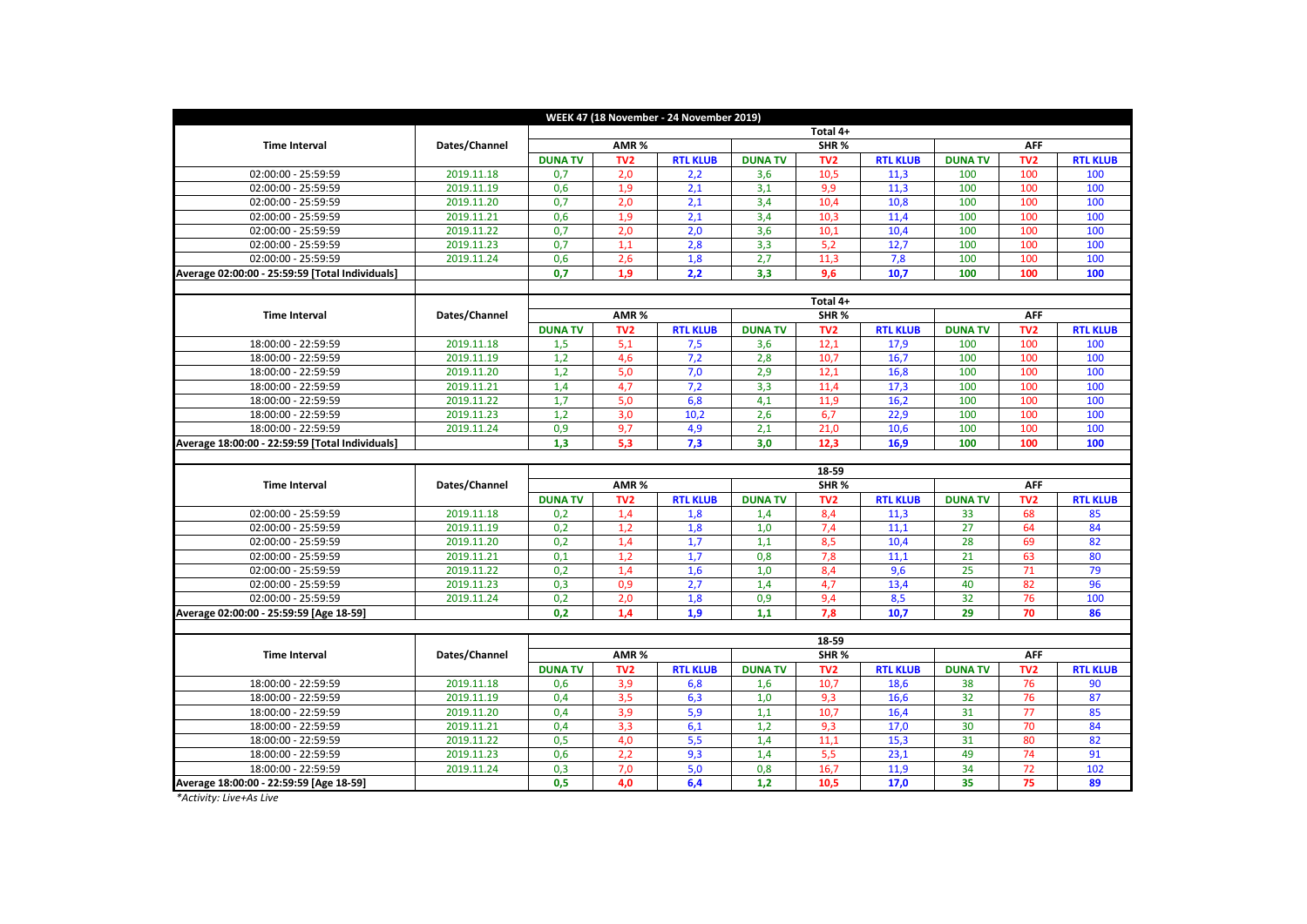| WEEK 47 (18 November - 24 November 2019) | | | | | | | | | | |
|---|---|---|---|---|---|---|---|---|---|---|
| | | Total 4+ | | | | | | | | |
| Time Interval | Dates/Channel | AMR % | | | SHR % | | | AFF | | |
| | | DUNA TV | TV2 | RTL KLUB | DUNA TV | TV2 | RTL KLUB | DUNA TV | TV2 | RTL KLUB |
| 02:00:00 - 25:59:59 | 2019.11.18 | 0,7 | 2,0 | 2,2 | 3,6 | 10,5 | 11,3 | 100 | 100 | 100 |
| 02:00:00 - 25:59:59 | 2019.11.19 | 0,6 | 1,9 | 2,1 | 3,1 | 9,9 | 11,3 | 100 | 100 | 100 |
| 02:00:00 - 25:59:59 | 2019.11.20 | 0,7 | 2,0 | 2,1 | 3,4 | 10,4 | 10,8 | 100 | 100 | 100 |
| 02:00:00 - 25:59:59 | 2019.11.21 | 0,6 | 1,9 | 2,1 | 3,4 | 10,3 | 11,4 | 100 | 100 | 100 |
| 02:00:00 - 25:59:59 | 2019.11.22 | 0,7 | 2,0 | 2,0 | 3,6 | 10,1 | 10,4 | 100 | 100 | 100 |
| 02:00:00 - 25:59:59 | 2019.11.23 | 0,7 | 1,1 | 2,8 | 3,3 | 5,2 | 12,7 | 100 | 100 | 100 |
| 02:00:00 - 25:59:59 | 2019.11.24 | 0,6 | 2,6 | 1,8 | 2,7 | 11,3 | 7,8 | 100 | 100 | 100 |
| **Average 02:00:00 - 25:59:59 [Total Individuals]** | | **0,7** | **1,9** | **2,2** | **3,3** | **9,6** | **10,7** | **100** | **100** | **100** |
| | | Total 4+ | | | | | | | | |
| Time Interval | Dates/Channel | AMR % | | | SHR % | | | AFF | | |
| | | DUNA TV | TV2 | RTL KLUB | DUNA TV | TV2 | RTL KLUB | DUNA TV | TV2 | RTL KLUB |
| 18:00:00 - 22:59:59 | 2019.11.18 | 1,5 | 5,1 | 7,5 | 3,6 | 12,1 | 17,9 | 100 | 100 | 100 |
| 18:00:00 - 22:59:59 | 2019.11.19 | 1,2 | 4,6 | 7,2 | 2,8 | 10,7 | 16,7 | 100 | 100 | 100 |
| 18:00:00 - 22:59:59 | 2019.11.20 | 1,2 | 5,0 | 7,0 | 2,9 | 12,1 | 16,8 | 100 | 100 | 100 |
| 18:00:00 - 22:59:59 | 2019.11.21 | 1,4 | 4,7 | 7,2 | 3,3 | 11,4 | 17,3 | 100 | 100 | 100 |
| 18:00:00 - 22:59:59 | 2019.11.22 | 1,7 | 5,0 | 6,8 | 4,1 | 11,9 | 16,2 | 100 | 100 | 100 |
| 18:00:00 - 22:59:59 | 2019.11.23 | 1,2 | 3,0 | 10,2 | 2,6 | 6,7 | 22,9 | 100 | 100 | 100 |
| 18:00:00 - 22:59:59 | 2019.11.24 | 0,9 | 9,7 | 4,9 | 2,1 | 21,0 | 10,6 | 100 | 100 | 100 |
| **Average 18:00:00 - 22:59:59 [Total Individuals]** | | **1,3** | **5,3** | **7,3** | **3,0** | **12,3** | **16,9** | **100** | **100** | **100** |
| | | 18-59 | | | | | | | | |
| Time Interval | Dates/Channel | AMR % | | | SHR % | | | AFF | | |
| | | DUNA TV | TV2 | RTL KLUB | DUNA TV | TV2 | RTL KLUB | DUNA TV | TV2 | RTL KLUB |
| 02:00:00 - 25:59:59 | 2019.11.18 | 0,2 | 1,4 | 1,8 | 1,4 | 8,4 | 11,3 | 33 | 68 | 85 |
| 02:00:00 - 25:59:59 | 2019.11.19 | 0,2 | 1,2 | 1,8 | 1,0 | 7,4 | 11,1 | 27 | 64 | 84 |
| 02:00:00 - 25:59:59 | 2019.11.20 | 0,2 | 1,4 | 1,7 | 1,1 | 8,5 | 10,4 | 28 | 69 | 82 |
| 02:00:00 - 25:59:59 | 2019.11.21 | 0,1 | 1,2 | 1,7 | 0,8 | 7,8 | 11,1 | 21 | 63 | 80 |
| 02:00:00 - 25:59:59 | 2019.11.22 | 0,2 | 1,4 | 1,6 | 1,0 | 8,4 | 9,6 | 25 | 71 | 79 |
| 02:00:00 - 25:59:59 | 2019.11.23 | 0,3 | 0,9 | 2,7 | 1,4 | 4,7 | 13,4 | 40 | 82 | 96 |
| 02:00:00 - 25:59:59 | 2019.11.24 | 0,2 | 2,0 | 1,8 | 0,9 | 9,4 | 8,5 | 32 | 76 | 100 |
| **Average 02:00:00 - 25:59:59 [Age 18-59]** | | **0,2** | **1,4** | **1,9** | **1,1** | **7,8** | **10,7** | **29** | **70** | **86** |
| | | 18-59 | | | | | | | | |
| Time Interval | Dates/Channel | AMR % | | | SHR % | | | AFF | | |
| | | DUNA TV | TV2 | RTL KLUB | DUNA TV | TV2 | RTL KLUB | DUNA TV | TV2 | RTL KLUB |
| 18:00:00 - 22:59:59 | 2019.11.18 | 0,6 | 3,9 | 6,8 | 1,6 | 10,7 | 18,6 | 38 | 76 | 90 |
| 18:00:00 - 22:59:59 | 2019.11.19 | 0,4 | 3,5 | 6,3 | 1,0 | 9,3 | 16,6 | 32 | 76 | 87 |
| 18:00:00 - 22:59:59 | 2019.11.20 | 0,4 | 3,9 | 5,9 | 1,1 | 10,7 | 16,4 | 31 | 77 | 85 |
| 18:00:00 - 22:59:59 | 2019.11.21 | 0,4 | 3,3 | 6,1 | 1,2 | 9,3 | 17,0 | 30 | 70 | 84 |
| 18:00:00 - 22:59:59 | 2019.11.22 | 0,5 | 4,0 | 5,5 | 1,4 | 11,1 | 15,3 | 31 | 80 | 82 |
| 18:00:00 - 22:59:59 | 2019.11.23 | 0,6 | 2,2 | 9,3 | 1,4 | 5,5 | 23,1 | 49 | 74 | 91 |
| 18:00:00 - 22:59:59 | 2019.11.24 | 0,3 | 7,0 | 5,0 | 0,8 | 16,7 | 11,9 | 34 | 72 | 102 |
| **Average 18:00:00 - 22:59:59 [Age 18-59]** | | **0,5** | **4,0** | **6,4** | **1,2** | **10,5** | **17,0** | **35** | **75** | **89** |

*\*Activity: Live+As Live*